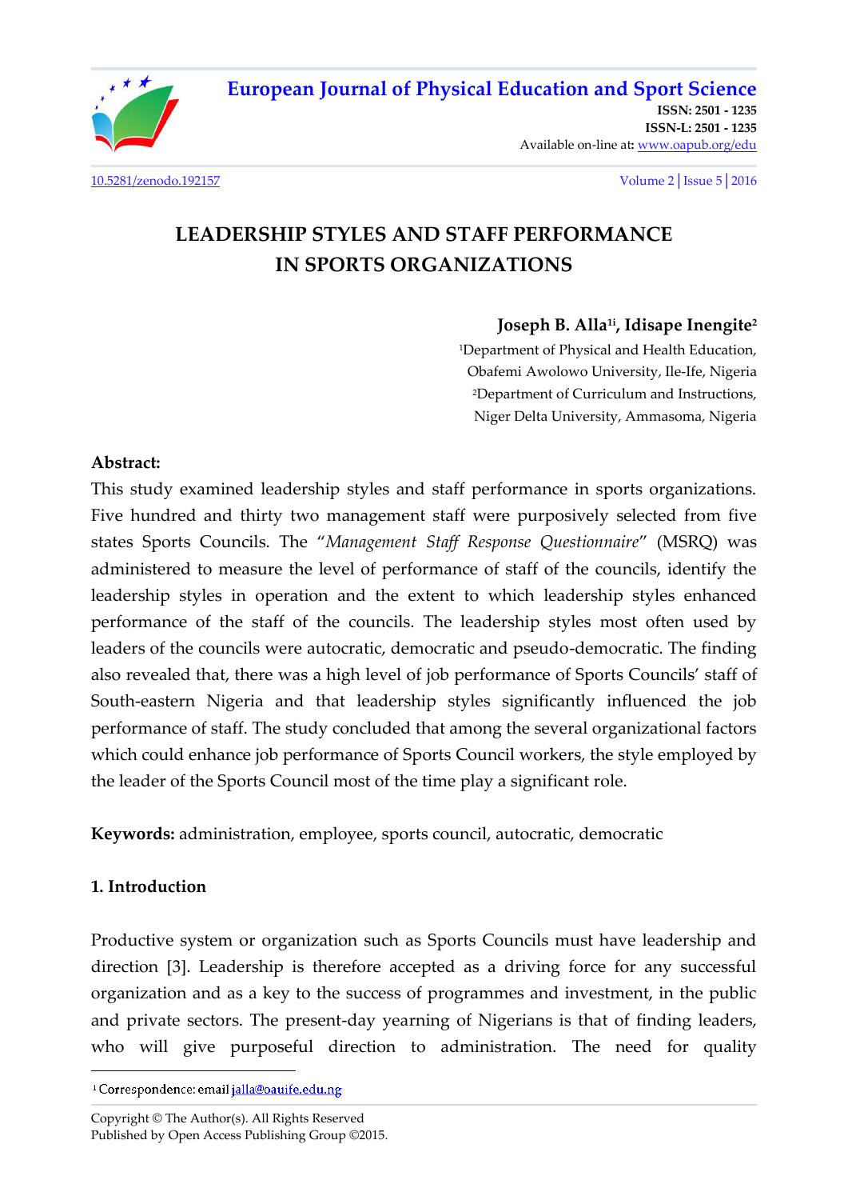# LEADERSHIP STYLES AND STAFF PERFORMANCE IN SPORTS ORGANIZATIONS

**Joseph B. Alla[1i], Idisape Inengite[2]**

[1]Department of Physical and Health Education, Obafemi Awolowo University, Ile-Ife, Nigeria
[2]Department of Curriculum and Instructions, Niger Delta University, Ammasoma, Nigeria

**Abstract:**

This study examined leadership styles and staff performance in sports organizations. Five hundred and thirty two management staff were purposively selected from five states Sports Councils. The "*Management Staff Response Questionnaire*" (MSRQ) was administered to measure the level of performance of staff of the councils, identify the leadership styles in operation and the extent to which leadership styles enhanced performance of the staff of the councils. The leadership styles most often used by leaders of the councils were autocratic, democratic and pseudo-democratic. The finding also revealed that, there was a high level of job performance of Sports Councils' staff of South-eastern Nigeria and that leadership styles significantly influenced the job performance of staff. The study concluded that among the several organizational factors which could enhance job performance of Sports Council workers, the style employed by the leader of the Sports Council most of the time play a significant role.

**Keywords:** administration, employee, sports council, autocratic, democratic

## 1. Introduction

Productive system or organization such as Sports Councils must have leadership and direction [3]. Leadership is therefore accepted as a driving force for any successful organization and as a key to the success of programmes and investment, in the public and private sectors. The present-day yearning of Nigerians is that of finding leaders, who will give purposeful direction to administration. The need for quality

---

[i] Correspondence: email jalla@oauife.edu.ng

Copyright © The Author(s). All Rights Reserved
Published by Open Access Publishing Group ©2015.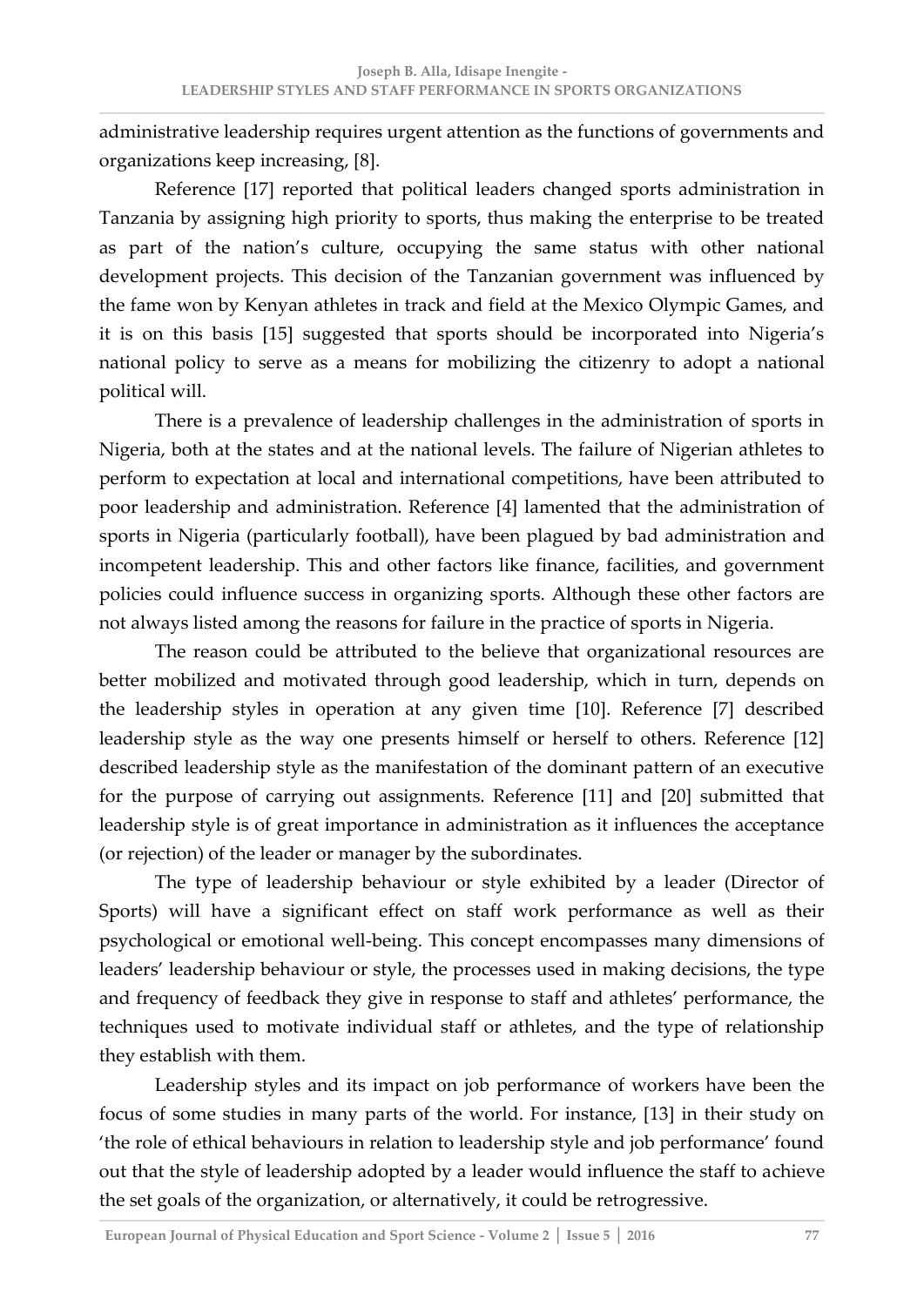administrative leadership requires urgent attention as the functions of governments and organizations keep increasing, [8].

Reference [17] reported that political leaders changed sports administration in Tanzania by assigning high priority to sports, thus making the enterprise to be treated as part of the nation's culture, occupying the same status with other national development projects. This decision of the Tanzanian government was influenced by the fame won by Kenyan athletes in track and field at the Mexico Olympic Games, and it is on this basis [15] suggested that sports should be incorporated into Nigeria's national policy to serve as a means for mobilizing the citizenry to adopt a national political will.

There is a prevalence of leadership challenges in the administration of sports in Nigeria, both at the states and at the national levels. The failure of Nigerian athletes to perform to expectation at local and international competitions, have been attributed to poor leadership and administration. Reference [4] lamented that the administration of sports in Nigeria (particularly football), have been plagued by bad administration and incompetent leadership. This and other factors like finance, facilities, and government policies could influence success in organizing sports. Although these other factors are not always listed among the reasons for failure in the practice of sports in Nigeria.

The reason could be attributed to the believe that organizational resources are better mobilized and motivated through good leadership, which in turn, depends on the leadership styles in operation at any given time [10]. Reference [7] described leadership style as the way one presents himself or herself to others. Reference [12] described leadership style as the manifestation of the dominant pattern of an executive for the purpose of carrying out assignments. Reference [11] and [20] submitted that leadership style is of great importance in administration as it influences the acceptance (or rejection) of the leader or manager by the subordinates.

The type of leadership behaviour or style exhibited by a leader (Director of Sports) will have a significant effect on staff work performance as well as their psychological or emotional well-being. This concept encompasses many dimensions of leaders' leadership behaviour or style, the processes used in making decisions, the type and frequency of feedback they give in response to staff and athletes' performance, the techniques used to motivate individual staff or athletes, and the type of relationship they establish with them.

Leadership styles and its impact on job performance of workers have been the focus of some studies in many parts of the world. For instance, [13] in their study on 'the role of ethical behaviours in relation to leadership style and job performance' found out that the style of leadership adopted by a leader would influence the staff to achieve the set goals of the organization, or alternatively, it could be retrogressive.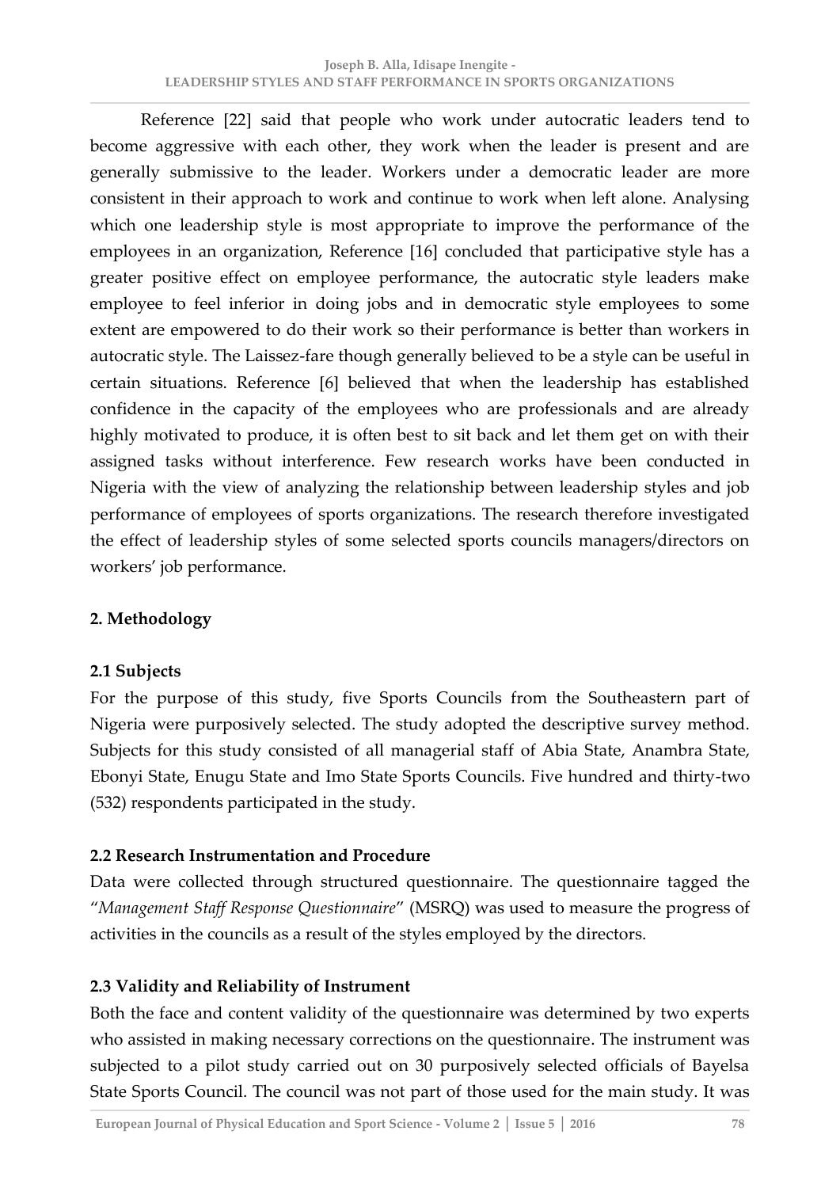Reference [22] said that people who work under autocratic leaders tend to become aggressive with each other, they work when the leader is present and are generally submissive to the leader. Workers under a democratic leader are more consistent in their approach to work and continue to work when left alone. Analysing which one leadership style is most appropriate to improve the performance of the employees in an organization, Reference [16] concluded that participative style has a greater positive effect on employee performance, the autocratic style leaders make employee to feel inferior in doing jobs and in democratic style employees to some extent are empowered to do their work so their performance is better than workers in autocratic style. The Laissez-fare though generally believed to be a style can be useful in certain situations. Reference [6] believed that when the leadership has established confidence in the capacity of the employees who are professionals and are already highly motivated to produce, it is often best to sit back and let them get on with their assigned tasks without interference. Few research works have been conducted in Nigeria with the view of analyzing the relationship between leadership styles and job performance of employees of sports organizations. The research therefore investigated the effect of leadership styles of some selected sports councils managers/directors on workers' job performance.

## 2. Methodology

### 2.1 Subjects

For the purpose of this study, five Sports Councils from the Southeastern part of Nigeria were purposively selected. The study adopted the descriptive survey method. Subjects for this study consisted of all managerial staff of Abia State, Anambra State, Ebonyi State, Enugu State and Imo State Sports Councils. Five hundred and thirty-two (532) respondents participated in the study.

### 2.2 Research Instrumentation and Procedure

Data were collected through structured questionnaire. The questionnaire tagged the "*Management Staff Response Questionnaire*" (MSRQ) was used to measure the progress of activities in the councils as a result of the styles employed by the directors.

### 2.3 Validity and Reliability of Instrument

Both the face and content validity of the questionnaire was determined by two experts who assisted in making necessary corrections on the questionnaire. The instrument was subjected to a pilot study carried out on 30 purposively selected officials of Bayelsa State Sports Council. The council was not part of those used for the main study. It was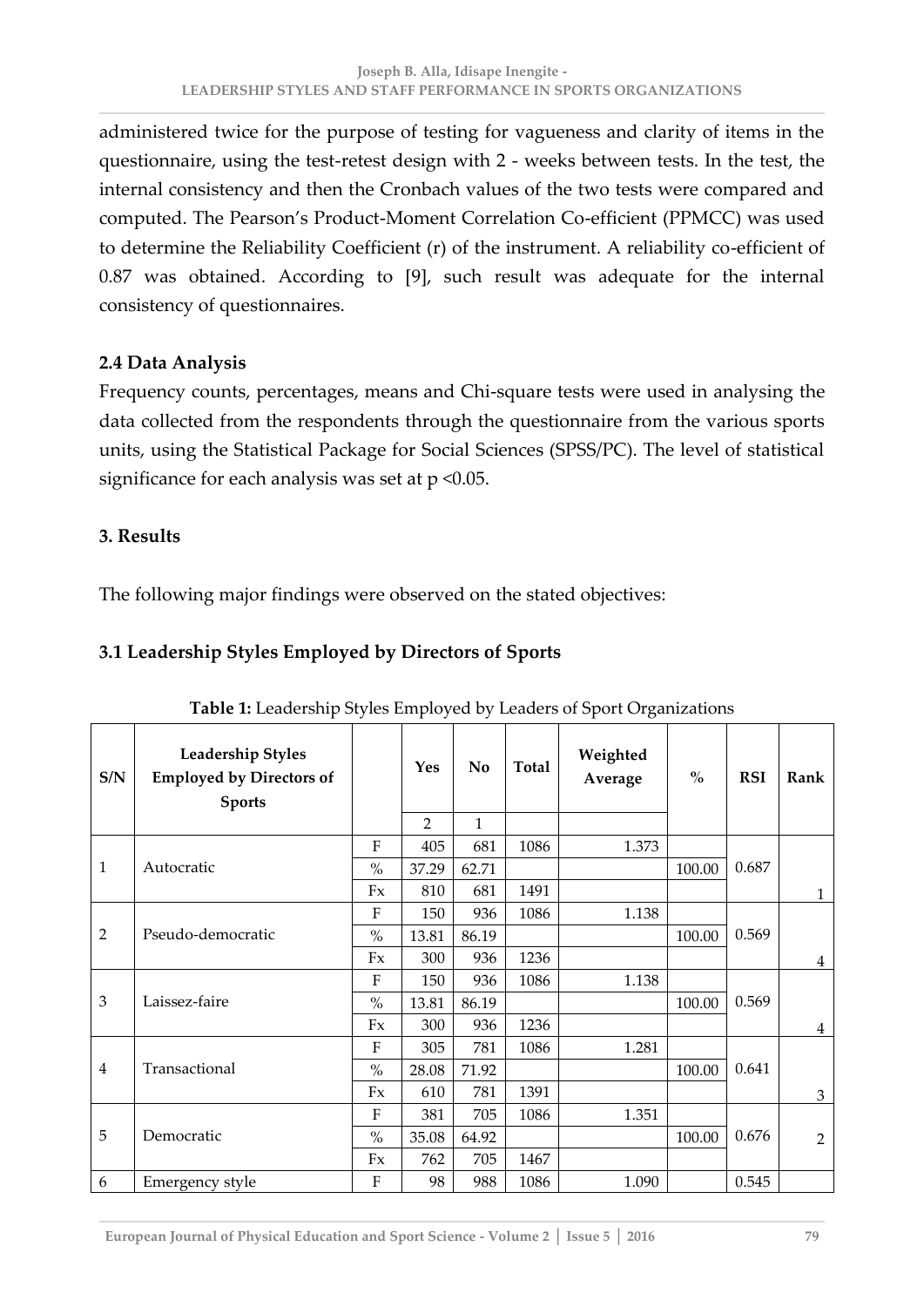administered twice for the purpose of testing for vagueness and clarity of items in the questionnaire, using the test-retest design with 2 - weeks between tests. In the test, the internal consistency and then the Cronbach values of the two tests were compared and computed. The Pearson's Product-Moment Correlation Co-efficient (PPMCC) was used to determine the Reliability Coefficient (r) of the instrument. A reliability co-efficient of 0.87 was obtained. According to [9], such result was adequate for the internal consistency of questionnaires.

### 2.4 Data Analysis

Frequency counts, percentages, means and Chi-square tests were used in analysing the data collected from the respondents through the questionnaire from the various sports units, using the Statistical Package for Social Sciences (SPSS/PC). The level of statistical significance for each analysis was set at p <0.05.

## 3. Results

The following major findings were observed on the stated objectives:

### 3.1 Leadership Styles Employed by Directors of Sports

**Table 1:** Leadership Styles Employed by Leaders of Sport Organizations

| S/N | Leadership Styles Employed by Directors of Sports | | Yes | No | Total | Weighted Average | % | RSI | Rank |
|---|---|---|---|---|---|---|---|---|---|
| | | | 2 | 1 | | | | | |
| 1 | Autocratic | F | 405 | 681 | 1086 | 1.373 | | 0.687 | 1 |
| | | % | 37.29 | 62.71 | | | 100.00 | | |
| | | Fx | 810 | 681 | 1491 | | | | |
| 2 | Pseudo-democratic | F | 150 | 936 | 1086 | 1.138 | | 0.569 | 4 |
| | | % | 13.81 | 86.19 | | | 100.00 | | |
| | | Fx | 300 | 936 | 1236 | | | | |
| 3 | Laissez-faire | F | 150 | 936 | 1086 | 1.138 | | 0.569 | 4 |
| | | % | 13.81 | 86.19 | | | 100.00 | | |
| | | Fx | 300 | 936 | 1236 | | | | |
| 4 | Transactional | F | 305 | 781 | 1086 | 1.281 | | 0.641 | 3 |
| | | % | 28.08 | 71.92 | | | 100.00 | | |
| | | Fx | 610 | 781 | 1391 | | | | |
| 5 | Democratic | F | 381 | 705 | 1086 | 1.351 | | 0.676 | 2 |
| | | % | 35.08 | 64.92 | | | 100.00 | | |
| | | Fx | 762 | 705 | 1467 | | | | |
| 6 | Emergency style | F | 98 | 988 | 1086 | 1.090 | | 0.545 | |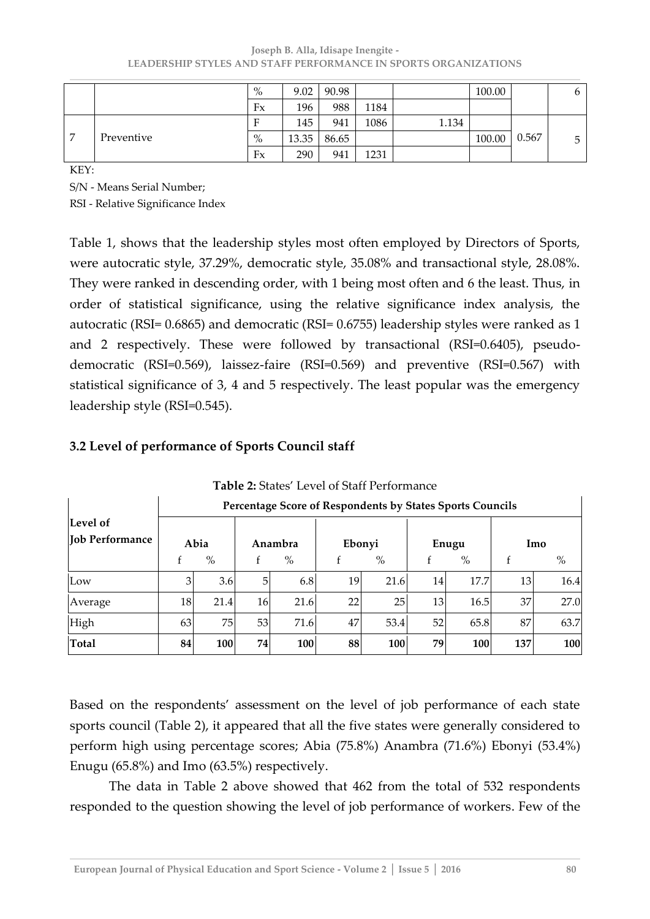|  |  | % | 9.02 | 90.98 |  |  | 100.00 |  | 6 |
|---|---|---|---|---|---|---|---|---|---|
|  |  | Fx | 196 | 988 | 1184 |  |  |  |  |
| 7 | Preventive | F | 145 | 941 | 1086 | 1.134 |  |  |  |
|  |  | % | 13.35 | 86.65 |  |  | 100.00 | 0.567 | 5 |
|  |  | Fx | 290 | 941 | 1231 |  |  |  |  |

KEY:

S/N - Means Serial Number;

RSI - Relative Significance Index

Table 1, shows that the leadership styles most often employed by Directors of Sports, were autocratic style, 37.29%, democratic style, 35.08% and transactional style, 28.08%. They were ranked in descending order, with 1 being most often and 6 the least. Thus, in order of statistical significance, using the relative significance index analysis, the autocratic (RSI= 0.6865) and democratic (RSI= 0.6755) leadership styles were ranked as 1 and 2 respectively. These were followed by transactional (RSI=0.6405), pseudo-democratic (RSI=0.569), laissez-faire (RSI=0.569) and preventive (RSI=0.567) with statistical significance of 3, 4 and 5 respectively. The least popular was the emergency leadership style (RSI=0.545).

### 3.2 Level of performance of Sports Council staff

**Table 2:** States' Level of Staff Performance

| Level of Job Performance | Percentage Score of Respondents by States Sports Councils | | | | | | | | | |
|---|---|---|---|---|---|---|---|---|---|---|
| | Abia | | Anambra | | Ebonyi | | Enugu | | Imo | |
| | f | % | f | % | f | % | f | % | f | % |
| Low | 3 | 3.6 | 5 | 6.8 | 19 | 21.6 | 14 | 17.7 | 13 | 16.4 |
| Average | 18 | 21.4 | 16 | 21.6 | 22 | 25 | 13 | 16.5 | 37 | 27.0 |
| High | 63 | 75 | 53 | 71.6 | 47 | 53.4 | 52 | 65.8 | 87 | 63.7 |
| **Total** | **84** | **100** | **74** | **100** | **88** | **100** | **79** | **100** | **137** | **100** |

Based on the respondents' assessment on the level of job performance of each state sports council (Table 2), it appeared that all the five states were generally considered to perform high using percentage scores; Abia (75.8%) Anambra (71.6%) Ebonyi (53.4%) Enugu (65.8%) and Imo (63.5%) respectively.

The data in Table 2 above showed that 462 from the total of 532 respondents responded to the question showing the level of job performance of workers. Few of the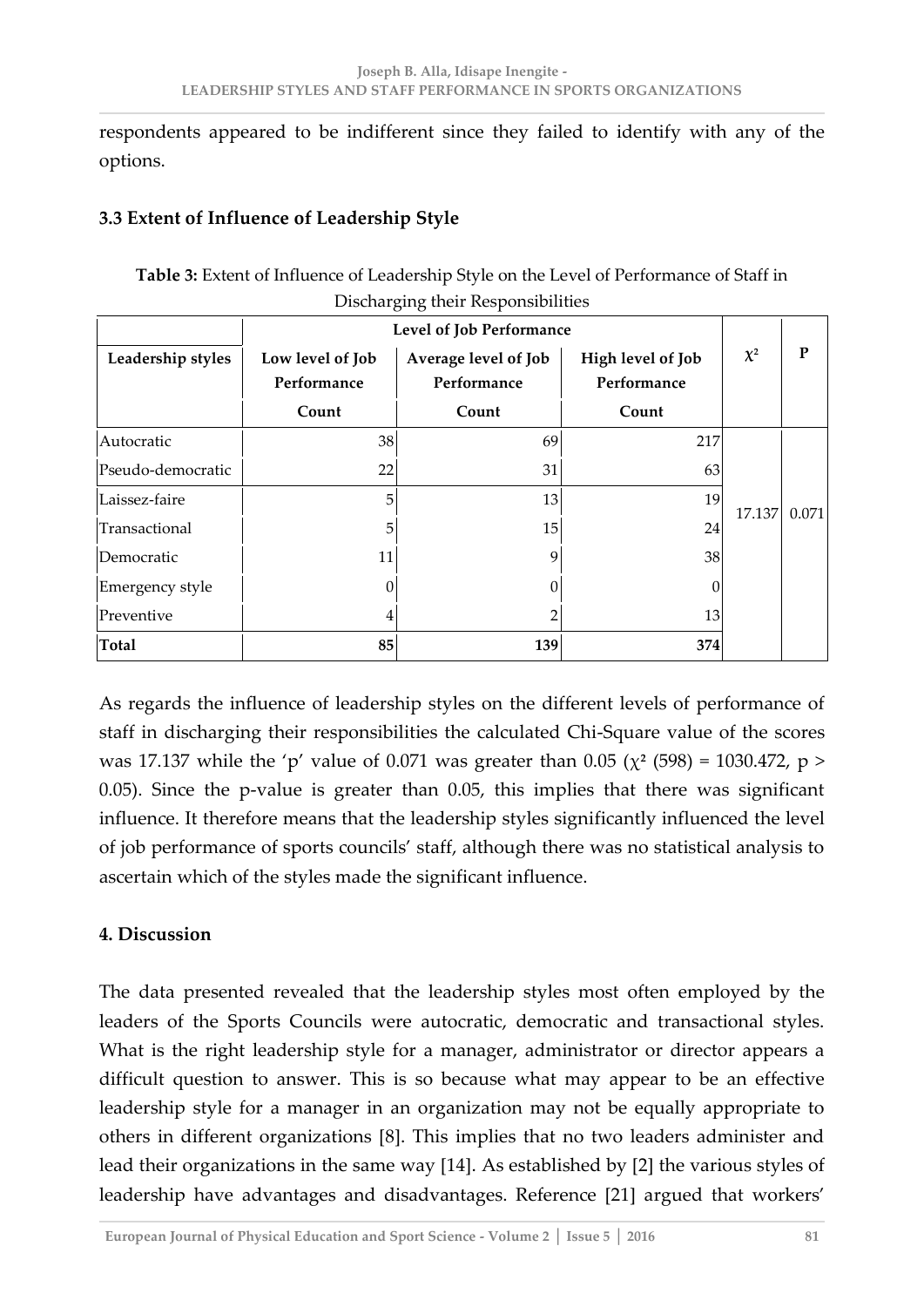respondents appeared to be indifferent since they failed to identify with any of the options.

### 3.3 Extent of Influence of Leadership Style

**Table 3:** Extent of Influence of Leadership Style on the Level of Performance of Staff in Discharging their Responsibilities

| | Level of Job Performance | | | | |
|---|---|---|---|---|---|
| **Leadership styles** | **Low level of Job Performance** | **Average level of Job Performance** | **High level of Job Performance** | $\chi^2$ | **P** |
| | **Count** | **Count** | **Count** | | |
| Autocratic | 38 | 69 | 217 | 17.137 | 0.071 |
| Pseudo-democratic | 22 | 31 | 63 | | |
| Laissez-faire | 5 | 13 | 19 | | |
| Transactional | 5 | 15 | 24 | | |
| Democratic | 11 | 9 | 38 | | |
| Emergency style | 0 | 0 | 0 | | |
| Preventive | 4 | 2 | 13 | | |
| **Total** | **85** | **139** | **374** | | |

As regards the influence of leadership styles on the different levels of performance of staff in discharging their responsibilities the calculated Chi-Square value of the scores was 17.137 while the 'p' value of 0.071 was greater than 0.05 ($\chi^2$ (598) = 1030.472, $p > 0.05$). Since the p-value is greater than 0.05, this implies that there was significant influence. It therefore means that the leadership styles significantly influenced the level of job performance of sports councils' staff, although there was no statistical analysis to ascertain which of the styles made the significant influence.

## 4. Discussion

The data presented revealed that the leadership styles most often employed by the leaders of the Sports Councils were autocratic, democratic and transactional styles. What is the right leadership style for a manager, administrator or director appears a difficult question to answer. This is so because what may appear to be an effective leadership style for a manager in an organization may not be equally appropriate to others in different organizations [8]. This implies that no two leaders administer and lead their organizations in the same way [14]. As established by [2] the various styles of leadership have advantages and disadvantages. Reference [21] argued that workers'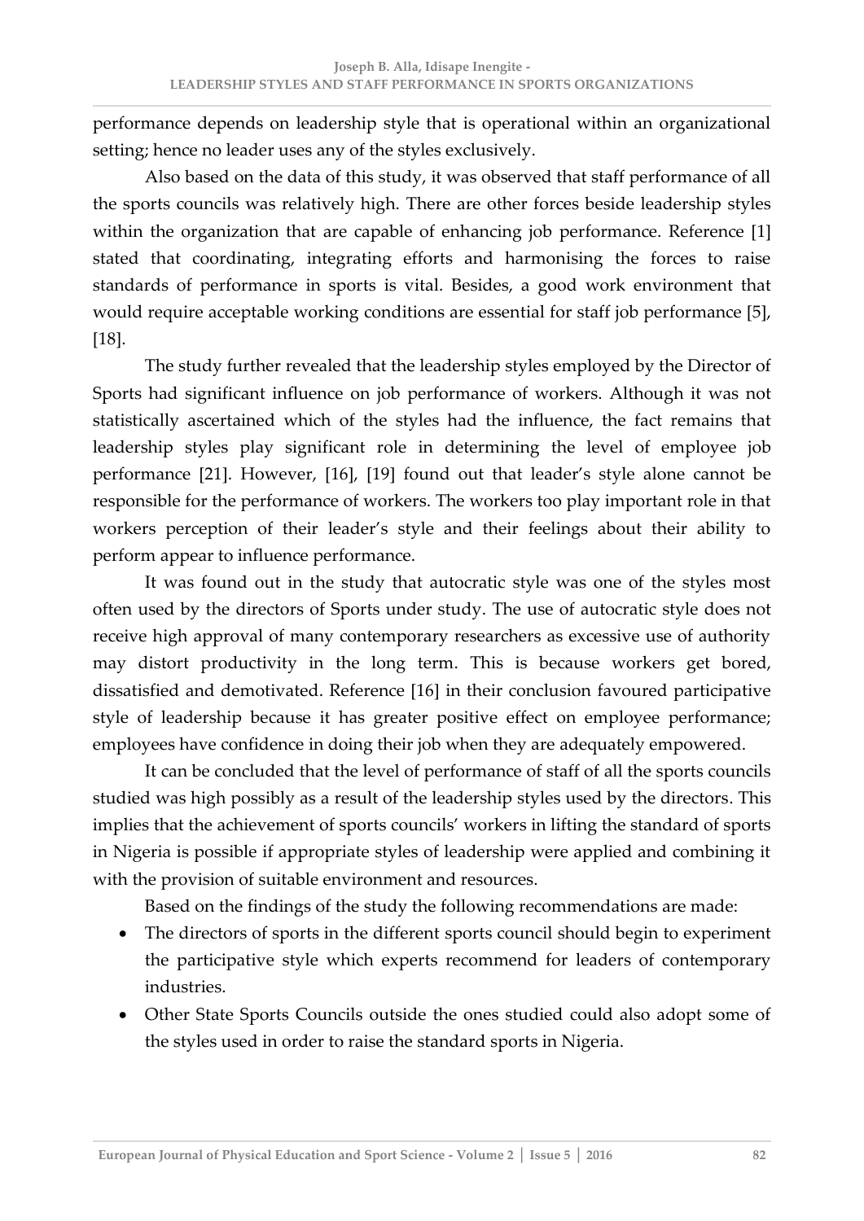performance depends on leadership style that is operational within an organizational setting; hence no leader uses any of the styles exclusively.

Also based on the data of this study, it was observed that staff performance of all the sports councils was relatively high. There are other forces beside leadership styles within the organization that are capable of enhancing job performance. Reference [1] stated that coordinating, integrating efforts and harmonising the forces to raise standards of performance in sports is vital. Besides, a good work environment that would require acceptable working conditions are essential for staff job performance [5], [18].

The study further revealed that the leadership styles employed by the Director of Sports had significant influence on job performance of workers. Although it was not statistically ascertained which of the styles had the influence, the fact remains that leadership styles play significant role in determining the level of employee job performance [21]. However, [16], [19] found out that leader's style alone cannot be responsible for the performance of workers. The workers too play important role in that workers perception of their leader's style and their feelings about their ability to perform appear to influence performance.

It was found out in the study that autocratic style was one of the styles most often used by the directors of Sports under study. The use of autocratic style does not receive high approval of many contemporary researchers as excessive use of authority may distort productivity in the long term. This is because workers get bored, dissatisfied and demotivated. Reference [16] in their conclusion favoured participative style of leadership because it has greater positive effect on employee performance; employees have confidence in doing their job when they are adequately empowered.

It can be concluded that the level of performance of staff of all the sports councils studied was high possibly as a result of the leadership styles used by the directors. This implies that the achievement of sports councils' workers in lifting the standard of sports in Nigeria is possible if appropriate styles of leadership were applied and combining it with the provision of suitable environment and resources.

Based on the findings of the study the following recommendations are made:

- The directors of sports in the different sports council should begin to experiment the participative style which experts recommend for leaders of contemporary industries.
- Other State Sports Councils outside the ones studied could also adopt some of the styles used in order to raise the standard sports in Nigeria.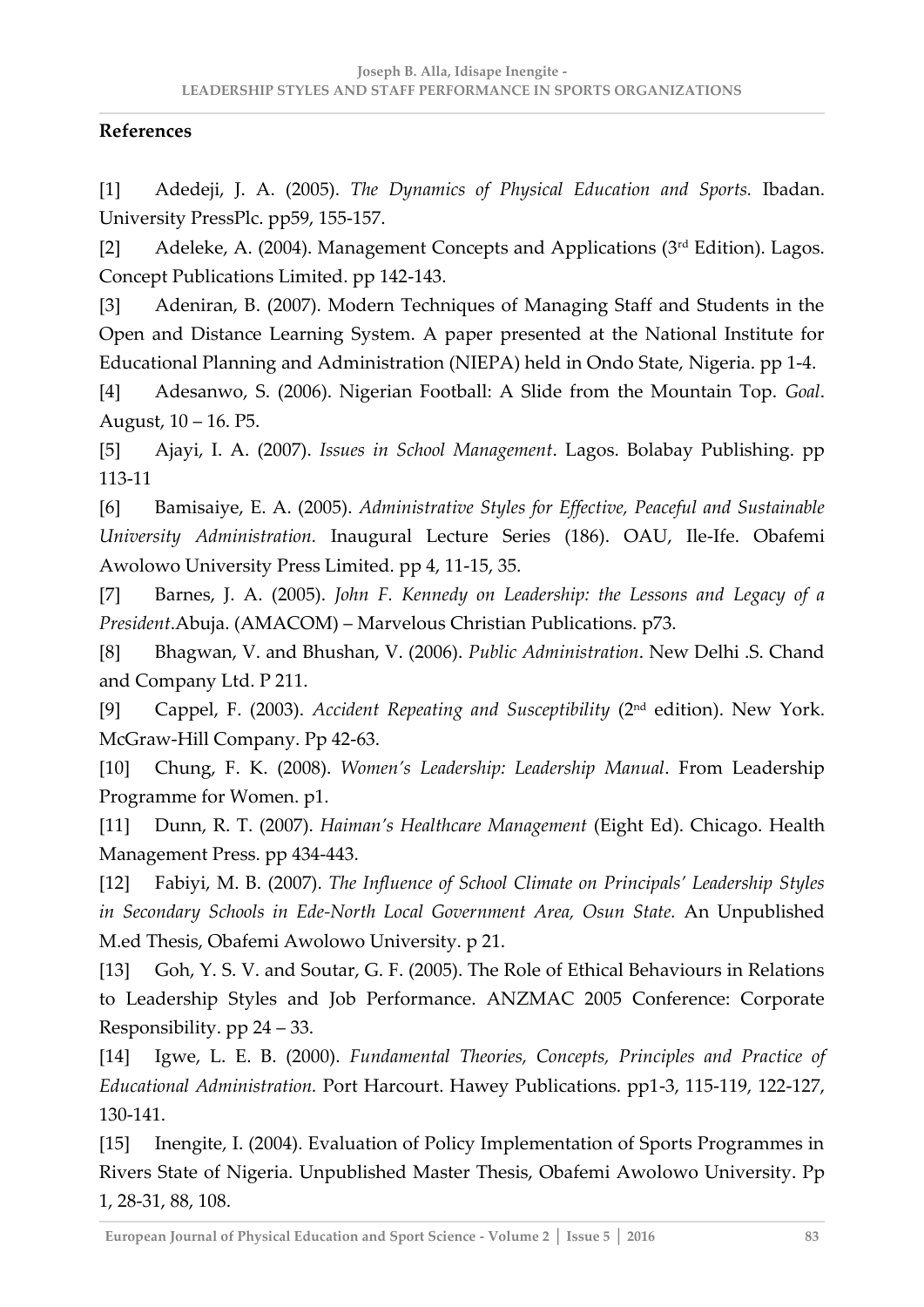## References

[1] Adedeji, J. A. (2005). *The Dynamics of Physical Education and Sports.* Ibadan. University PressPlc. pp59, 155-157.

[2] Adeleke, A. (2004). Management Concepts and Applications (3rd Edition). Lagos. Concept Publications Limited. pp 142-143.

[3] Adeniran, B. (2007). Modern Techniques of Managing Staff and Students in the Open and Distance Learning System. A paper presented at the National Institute for Educational Planning and Administration (NIEPA) held in Ondo State, Nigeria. pp 1-4.

[4] Adesanwo, S. (2006). Nigerian Football: A Slide from the Mountain Top. *Goal*. August, 10 – 16. P5.

[5] Ajayi, I. A. (2007). *Issues in School Management*. Lagos. Bolabay Publishing. pp 113-11

[6] Bamisaiye, E. A. (2005). *Administrative Styles for Effective, Peaceful and Sustainable University Administration.* Inaugural Lecture Series (186). OAU, Ile-Ife. Obafemi Awolowo University Press Limited. pp 4, 11-15, 35.

[7] Barnes, J. A. (2005). *John F. Kennedy on Leadership: the Lessons and Legacy of a President*.Abuja. (AMACOM) – Marvelous Christian Publications. p73.

[8] Bhagwan, V. and Bhushan, V. (2006). *Public Administration*. New Delhi .S. Chand and Company Ltd. P 211.

[9] Cappel, F. (2003). *Accident Repeating and Susceptibility* (2nd edition). New York. McGraw-Hill Company. Pp 42-63.

[10] Chung, F. K. (2008). *Women's Leadership: Leadership Manual*. From Leadership Programme for Women. p1.

[11] Dunn, R. T. (2007). *Haiman's Healthcare Management* (Eight Ed). Chicago. Health Management Press. pp 434-443.

[12] Fabiyi, M. B. (2007). *The Influence of School Climate on Principals' Leadership Styles in Secondary Schools in Ede-North Local Government Area, Osun State.* An Unpublished M.ed Thesis, Obafemi Awolowo University. p 21.

[13] Goh, Y. S. V. and Soutar, G. F. (2005). The Role of Ethical Behaviours in Relations to Leadership Styles and Job Performance. ANZMAC 2005 Conference: Corporate Responsibility. pp 24 – 33.

[14] Igwe, L. E. B. (2000). *Fundamental Theories, Concepts, Principles and Practice of Educational Administration.* Port Harcourt. Hawey Publications. pp1-3, 115-119, 122-127, 130-141.

[15] Inengite, I. (2004). Evaluation of Policy Implementation of Sports Programmes in Rivers State of Nigeria. Unpublished Master Thesis, Obafemi Awolowo University. Pp 1, 28-31, 88, 108.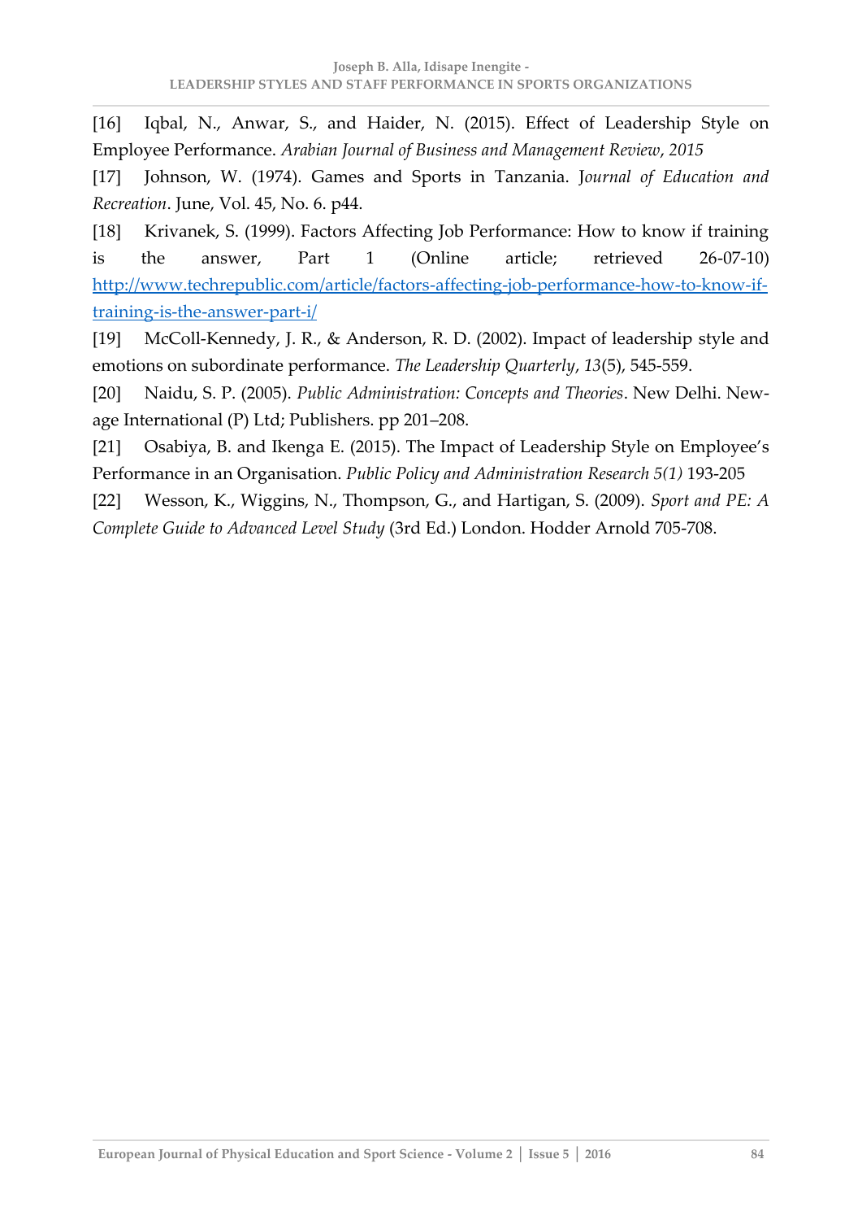[16] Iqbal, N., Anwar, S., and Haider, N. (2015). Effect of Leadership Style on Employee Performance. *Arabian Journal of Business and Management Review, 2015*

[17] Johnson, W. (1974). Games and Sports in Tanzania. J*ournal of Education and Recreation*. June, Vol. 45, No. 6. p44.

[18] Krivanek, S. (1999). Factors Affecting Job Performance: How to know if training is the answer, Part 1 (Online article; retrieved 26-07-10) [http://www.techrepublic.com/article/factors-affecting-job-performance-how-to-know-if-training-is-the-answer-part-i/](http://www.techrepublic.com/article/factors-affecting-job-performance-how-to-know-if-training-is-the-answer-part-i/)

[19] McColl-Kennedy, J. R., & Anderson, R. D. (2002). Impact of leadership style and emotions on subordinate performance. *The Leadership Quarterly*, *13*(5), 545-559.

[20] Naidu, S. P. (2005). *Public Administration: Concepts and Theories*. New Delhi. New-age International (P) Ltd; Publishers. pp 201–208.

[21] Osabiya, B. and Ikenga E. (2015). The Impact of Leadership Style on Employee's Performance in an Organisation. *Public Policy and Administration Research 5(1)* 193-205

[22] Wesson, K., Wiggins, N., Thompson, G., and Hartigan, S. (2009). *Sport and PE: A Complete Guide to Advanced Level Study* (3rd Ed.) London. Hodder Arnold 705-708.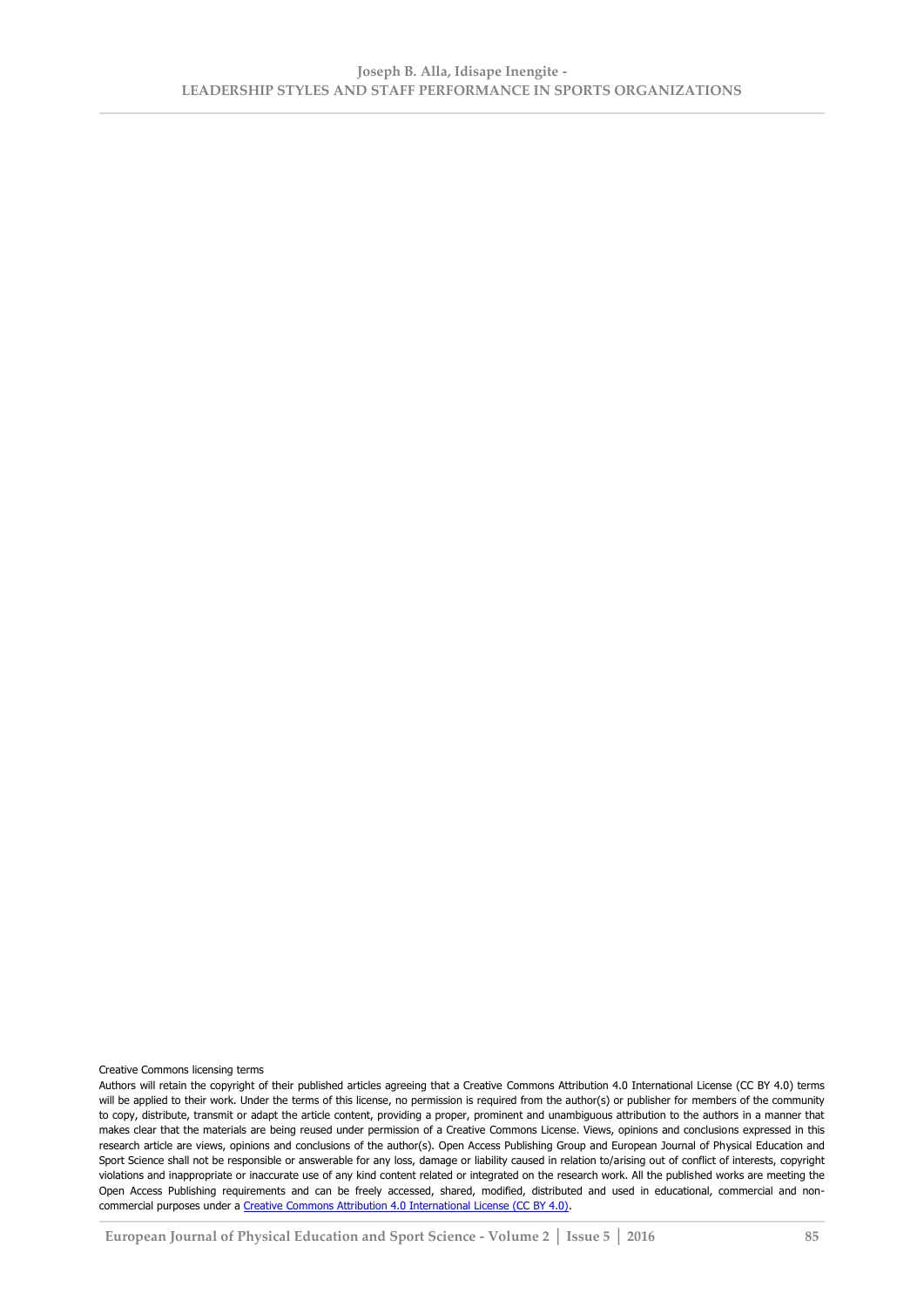Creative Commons licensing terms

Authors will retain the copyright of their published articles agreeing that a Creative Commons Attribution 4.0 International License (CC BY 4.0) terms will be applied to their work. Under the terms of this license, no permission is required from the author(s) or publisher for members of the community to copy, distribute, transmit or adapt the article content, providing a proper, prominent and unambiguous attribution to the authors in a manner that makes clear that the materials are being reused under permission of a Creative Commons License. Views, opinions and conclusions expressed in this research article are views, opinions and conclusions of the author(s). Open Access Publishing Group and European Journal of Physical Education and Sport Science shall not be responsible or answerable for any loss, damage or liability caused in relation to/arising out of conflict of interests, copyright violations and inappropriate or inaccurate use of any kind content related or integrated on the research work. All the published works are meeting the Open Access Publishing requirements and can be freely accessed, shared, modified, distributed and used in educational, commercial and non-commercial purposes under a [Creative Commons Attribution 4.0 International License (CC BY 4.0)](https://creativecommons.org/licenses/by/4.0/).